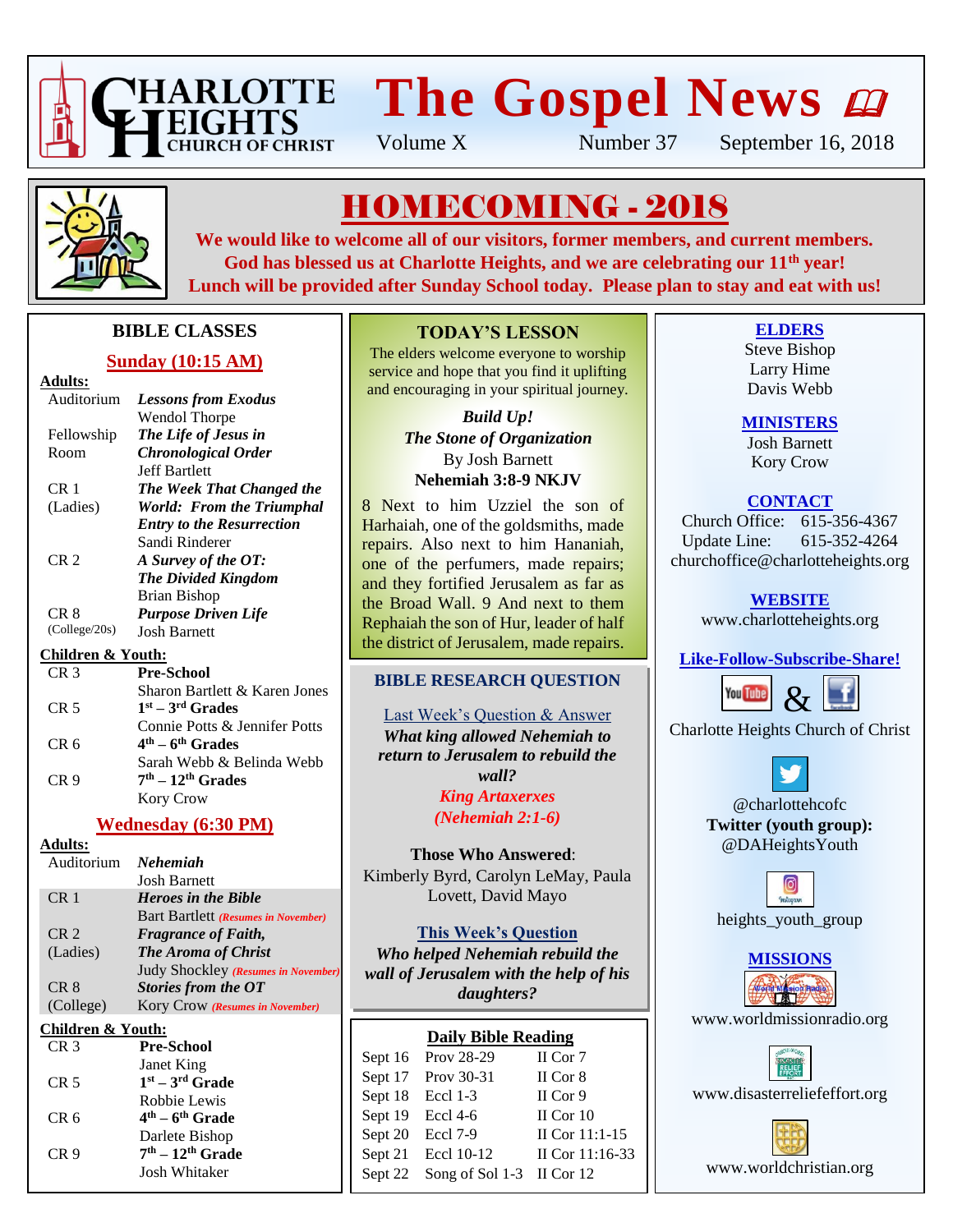# CHARLOTTE HEIGHTS CHURCH OF CHRIST

# The Gospel News

Volume X — Number 37 — September 16, 2018

## HOMECOMING - 2018

**We would like to welcome all of our visitors, former members, and current members. God has blessed us at Charlotte Heights, and we are celebrating our 11th year! Lunch will be provided after Sunday School today. Please plan to stay and eat with us!**

## BIBLE CLASSES

### Sunday (10:15 AM)

**Adults:**

| Room | Class |
|---|---|
| Auditorium | ***Lessons from Exodus*** Wendol Thorpe |
| Fellowship Room | ***The Life of Jesus in Chronological Order*** Jeff Bartlett |
| CR 1 (Ladies) | ***The Week That Changed the World: From the Triumphal Entry to the Resurrection*** Sandi Rinderer |
| CR 2 | ***A Survey of the OT: The Divided Kingdom*** Brian Bishop |
| CR 8 (College/20s) | ***Purpose Driven Life*** Josh Barnett |

**Children & Youth:**

| Room | Class |
|---|---|
| CR 3 | **Pre-School** Sharon Bartlett & Karen Jones |
| CR 5 | **1st – 3rd Grades** Connie Potts & Jennifer Potts |
| CR 6 | **4th – 6th Grades** Sarah Webb & Belinda Webb |
| CR 9 | **7th – 12th Grades** Kory Crow |

### Wednesday (6:30 PM)

**Adults:**

| Room | Class |
|---|---|
| Auditorium | ***Nehemiah*** Josh Barnett |
| CR 1 | ***Heroes in the Bible*** Bart Bartlett *(Resumes in November)* |
| CR 2 (Ladies) | ***Fragrance of Faith, The Aroma of Christ*** Judy Shockley *(Resumes in November)* |
| CR 8 (College) | ***Stories from the OT*** Kory Crow *(Resumes in November)* |

**Children & Youth:**

| Room | Class |
|---|---|
| CR 3 | **Pre-School** Janet King |
| CR 5 | **1st – 3rd Grade** Robbie Lewis |
| CR 6 | **4th – 6th Grade** Darlete Bishop |
| CR 9 | **7th – 12th Grade** Josh Whitaker |

## TODAY'S LESSON

The elders welcome everyone to worship service and hope that you find it uplifting and encouraging in your spiritual journey.

***Build Up!***
***The Stone of Organization***
By Josh Barnett
**Nehemiah 3:8-9 NKJV**

8 Next to him Uzziel the son of Harhaiah, one of the goldsmiths, made repairs. Also next to him Hananiah, one of the perfumers, made repairs; and they fortified Jerusalem as far as the Broad Wall. 9 And next to them Rephaiah the son of Hur, leader of half the district of Jerusalem, made repairs.

## BIBLE RESEARCH QUESTION

Last Week's Question & Answer

***What king allowed Nehemiah to return to Jerusalem to rebuild the wall?***

***King Artaxerxes (Nehemiah 2:1-6)***

**Those Who Answered**: Kimberly Byrd, Carolyn LeMay, Paula Lovett, David Mayo

**This Week's Question**

***Who helped Nehemiah rebuild the wall of Jerusalem with the help of his daughters?***

## Daily Bible Reading

| Date | OT | NT |
|---|---|---|
| Sept 16 | Prov 28-29 | II Cor 7 |
| Sept 17 | Prov 30-31 | II Cor 8 |
| Sept 18 | Eccl 1-3 | II Cor 9 |
| Sept 19 | Eccl 4-6 | II Cor 10 |
| Sept 20 | Eccl 7-9 | II Cor 11:1-15 |
| Sept 21 | Eccl 10-12 | II Cor 11:16-33 |
| Sept 22 | Song of Sol 1-3 | II Cor 12 |

## ELDERS

Steve Bishop
Larry Hime
Davis Webb

## MINISTERS

Josh Barnett
Kory Crow

## CONTACT

Church Office: 615-356-4367
Update Line: 615-352-4264
churchoffice@charlotteheights.org

## WEBSITE

www.charlotteheights.org

## Like-Follow-Subscribe-Share!

YouTube & Facebook
Charlotte Heights Church of Christ

Twitter: @charlottehcofc
**Twitter (youth group):** @DAHeightsYouth

Instagram: heights_youth_group

## MISSIONS

www.worldmissionradio.org

www.disasterreliefeffort.org

www.worldchristian.org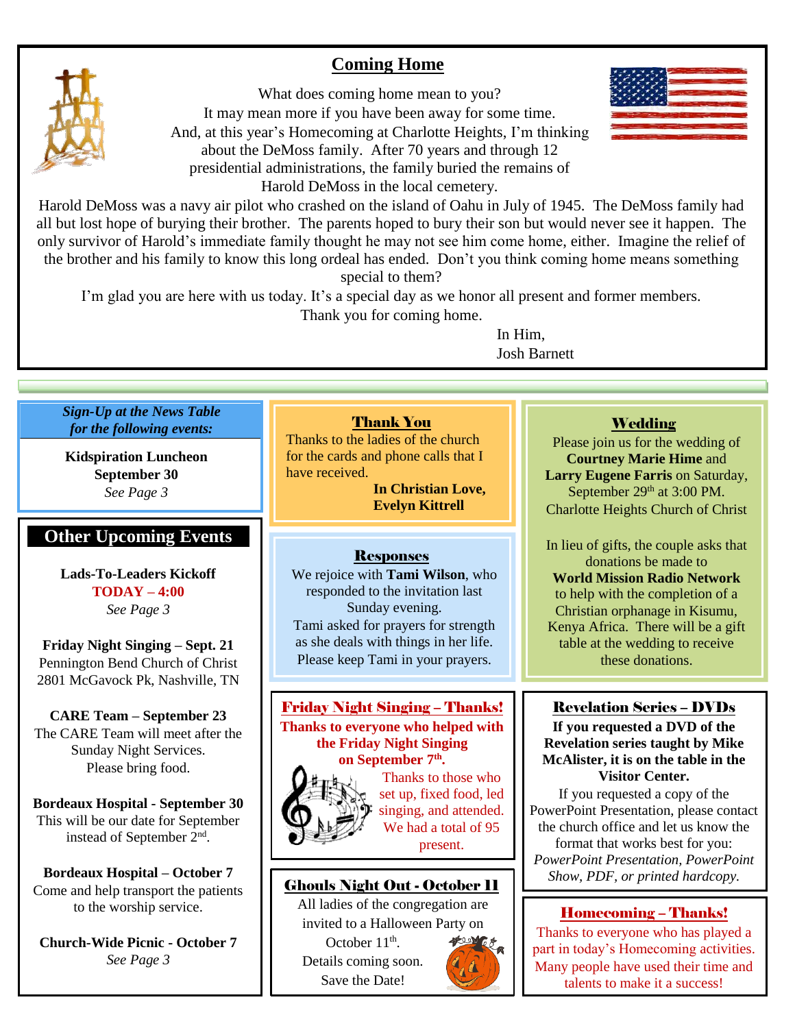## Coming Home

What does coming home mean to you?
It may mean more if you have been away for some time.
And, at this year's Homecoming at Charlotte Heights, I'm thinking about the DeMoss family. After 70 years and through 12 presidential administrations, the family buried the remains of Harold DeMoss in the local cemetery.

Harold DeMoss was a navy air pilot who crashed on the island of Oahu in July of 1945. The DeMoss family had all but lost hope of burying their brother. The parents hoped to bury their son but would never see it happen. The only survivor of Harold's immediate family thought he may not see him come home, either. Imagine the relief of the brother and his family to know this long ordeal has ended. Don't you think coming home means something special to them?

I'm glad you are here with us today. It's a special day as we honor all present and former members. Thank you for coming home.

In Him,
Josh Barnett

---

*Sign-Up at the News Table for the following events:*

**Kidspiration Luncheon**
**September 30**
*See Page 3*

## Other Upcoming Events

**Lads-To-Leaders Kickoff**
**TODAY – 4:00**
*See Page 3*

**Friday Night Singing – Sept. 21**
Pennington Bend Church of Christ
2801 McGavock Pk, Nashville, TN

**CARE Team – September 23**
The CARE Team will meet after the Sunday Night Services.
Please bring food.

**Bordeaux Hospital - September 30**
This will be our date for September instead of September 2nd.

**Bordeaux Hospital – October 7**
Come and help transport the patients to the worship service.

**Church-Wide Picnic - October 7**
*See Page 3*

### Thank You

Thanks to the ladies of the church for the cards and phone calls that I have received.

**In Christian Love,**
**Evelyn Kittrell**

### Responses

We rejoice with **Tami Wilson**, who responded to the invitation last Sunday evening.
Tami asked for prayers for strength as she deals with things in her life.
Please keep Tami in your prayers.

### Friday Night Singing – Thanks!

**Thanks to everyone who helped with the Friday Night Singing on September 7th.**

Thanks to those who set up, fixed food, led singing, and attended. We had a total of 95 present.

### Ghouls Night Out - October 11

All ladies of the congregation are invited to a Halloween Party on October 11th.
Details coming soon.
Save the Date!

### Wedding

Please join us for the wedding of **Courtney Marie Hime** and **Larry Eugene Farris** on Saturday, September 29th at 3:00 PM.
Charlotte Heights Church of Christ

In lieu of gifts, the couple asks that donations be made to **World Mission Radio Network** to help with the completion of a Christian orphanage in Kisumu, Kenya Africa. There will be a gift table at the wedding to receive these donations.

### Revelation Series – DVDs

**If you requested a DVD of the Revelation series taught by Mike McAlister, it is on the table in the Visitor Center.**

If you requested a copy of the PowerPoint Presentation, please contact the church office and let us know the format that works best for you:
*PowerPoint Presentation, PowerPoint Show, PDF, or printed hardcopy.*

### Homecoming – Thanks!

Thanks to everyone who has played a part in today's Homecoming activities. Many people have used their time and talents to make it a success!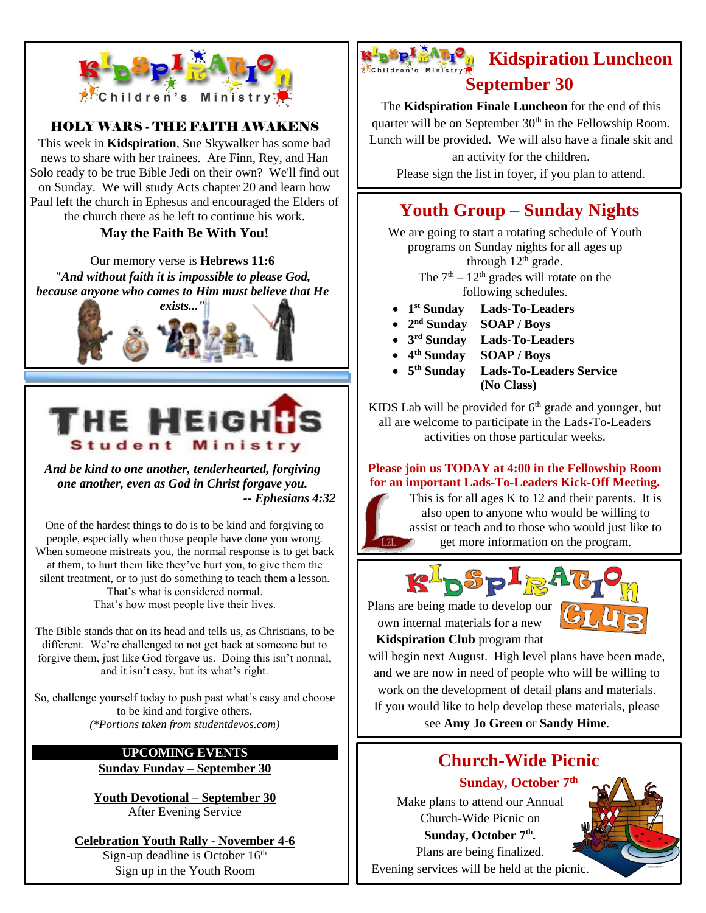# Kidspiration Children's Ministry

## HOLY WARS - THE FAITH AWAKENS

This week in **Kidspiration**, Sue Skywalker has some bad news to share with her trainees. Are Finn, Rey, and Han Solo ready to be true Bible Jedi on their own? We'll find out on Sunday. We will study Acts chapter 20 and learn how Paul left the church in Ephesus and encouraged the Elders of the church there as he left to continue his work.

**May the Faith Be With You!**

Our memory verse is **Hebrews 11:6**
***"And without faith it is impossible to please God, because anyone who comes to Him must believe that He exists..."***

# THE HEIGHTS Student Ministry

***And be kind to one another, tenderhearted, forgiving one another, even as God in Christ forgave you.***
***-- Ephesians 4:32***

One of the hardest things to do is to be kind and forgiving to people, especially when those people have done you wrong. When someone mistreats you, the normal response is to get back at them, to hurt them like they've hurt you, to give them the silent treatment, or to just do something to teach them a lesson. That's what is considered normal. That's how most people live their lives.

The Bible stands that on its head and tells us, as Christians, to be different. We're challenged to not get back at someone but to forgive them, just like God forgave us. Doing this isn't normal, and it isn't easy, but its what's right.

So, challenge yourself today to push past what's easy and choose to be kind and forgive others.
*(\*Portions taken from studentdevos.com)*

### UPCOMING EVENTS

**Sunday Funday – September 30**

**Youth Devotional – September 30**
After Evening Service

**Celebration Youth Rally - November 4-6**
Sign-up deadline is October 16th
Sign up in the Youth Room

## Kidspiration Luncheon September 30

The **Kidspiration Finale Luncheon** for the end of this quarter will be on September 30th in the Fellowship Room. Lunch will be provided. We will also have a finale skit and an activity for the children.
Please sign the list in foyer, if you plan to attend.

## Youth Group – Sunday Nights

We are going to start a rotating schedule of Youth programs on Sunday nights for all ages up through 12th grade.
The 7th – 12th grades will rotate on the following schedules.

- **1st Sunday** **Lads-To-Leaders**
- **2nd Sunday** **SOAP / Boys**
- **3rd Sunday** **Lads-To-Leaders**
- **4th Sunday** **SOAP / Boys**
- **5th Sunday** **Lads-To-Leaders Service (No Class)**

KIDS Lab will be provided for 6th grade and younger, but all are welcome to participate in the Lads-To-Leaders activities on those particular weeks.

**Please join us TODAY at 4:00 in the Fellowship Room for an important Lads-To-Leaders Kick-Off Meeting.**
This is for all ages K to 12 and their parents. It is also open to anyone who would be willing to assist or teach and to those who would just like to get more information on the program.

## Kidspiration Club

Plans are being made to develop our own internal materials for a new **Kidspiration Club** program that will begin next August. High level plans have been made, and we are now in need of people who will be willing to work on the development of detail plans and materials. If you would like to help develop these materials, please see **Amy Jo Green** or **Sandy Hime**.

## Church-Wide Picnic

**Sunday, October 7th**

Make plans to attend our Annual Church-Wide Picnic on **Sunday, October 7th.**
Plans are being finalized.
Evening services will be held at the picnic.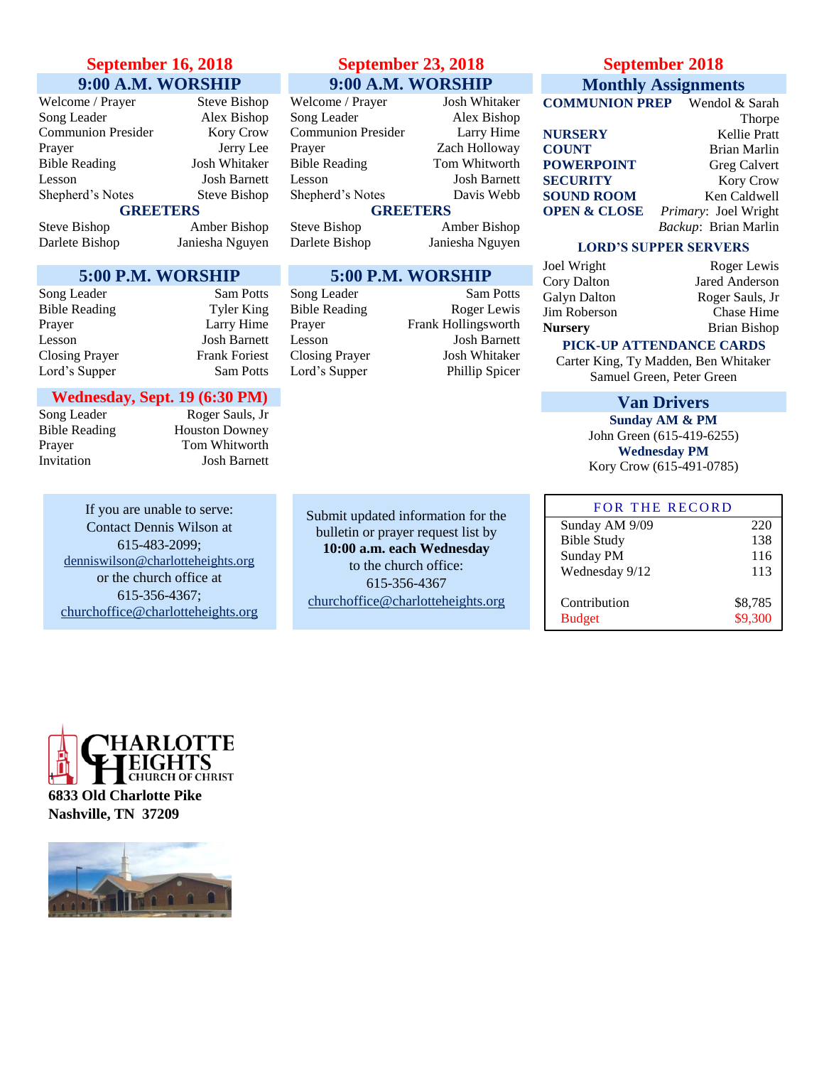## September 16, 2018

### 9:00 A.M. WORSHIP

| | |
|---|---|
| Welcome / Prayer | Steve Bishop |
| Song Leader | Alex Bishop |
| Communion Presider | Kory Crow |
| Prayer | Jerry Lee |
| Bible Reading | Josh Whitaker |
| Lesson | Josh Barnett |
| Shepherd's Notes | Steve Bishop |

**GREETERS**

| | |
|---|---|
| Steve Bishop | Amber Bishop |
| Darlete Bishop | Janiesha Nguyen |

### 5:00 P.M. WORSHIP

| | |
|---|---|
| Song Leader | Sam Potts |
| Bible Reading | Tyler King |
| Prayer | Larry Hime |
| Lesson | Josh Barnett |
| Closing Prayer | Frank Foriest |
| Lord's Supper | Sam Potts |

### Wednesday, Sept. 19 (6:30 PM)

| | |
|---|---|
| Song Leader | Roger Sauls, Jr |
| Bible Reading | Houston Downey |
| Prayer | Tom Whitworth |
| Invitation | Josh Barnett |

## September 23, 2018

### 9:00 A.M. WORSHIP

| | |
|---|---|
| Welcome / Prayer | Josh Whitaker |
| Song Leader | Alex Bishop |
| Communion Presider | Larry Hime |
| Prayer | Zach Holloway |
| Bible Reading | Tom Whitworth |
| Lesson | Josh Barnett |
| Shepherd's Notes | Davis Webb |

**GREETERS**

| | |
|---|---|
| Steve Bishop | Amber Bishop |
| Darlete Bishop | Janiesha Nguyen |

### 5:00 P.M. WORSHIP

| | |
|---|---|
| Song Leader | Sam Potts |
| Bible Reading | Roger Lewis |
| Prayer | Frank Hollingsworth |
| Lesson | Josh Barnett |
| Closing Prayer | Josh Whitaker |
| Lord's Supper | Phillip Spicer |

## September 2018

### Monthly Assignments

| | |
|---|---|
| **COMMUNION PREP** | Wendol & Sarah Thorpe |
| **NURSERY** | Kellie Pratt |
| **COUNT** | Brian Marlin |
| **POWERPOINT** | Greg Calvert |
| **SECURITY** | Kory Crow |
| **SOUND ROOM** | Ken Caldwell |
| **OPEN & CLOSE** | *Primary*: Joel Wright<br>*Backup*: Brian Marlin |

**LORD'S SUPPER SERVERS**

| | |
|---|---|
| Joel Wright | Roger Lewis |
| Cory Dalton | Jared Anderson |
| Galyn Dalton | Roger Sauls, Jr |
| Jim Roberson | Chase Hime |
| **Nursery** | Brian Bishop |

**PICK-UP ATTENDANCE CARDS**

Carter King, Ty Madden, Ben Whitaker
Samuel Green, Peter Green

### Van Drivers

**Sunday AM & PM**
John Green (615-419-6255)
**Wednesday PM**
Kory Crow (615-491-0785)

If you are unable to serve:
Contact Dennis Wilson at
615-483-2099;
denniswilson@charlotteheights.org
or the church office at
615-356-4367;
churchoffice@charlotteheights.org

Submit updated information for the bulletin or prayer request list by
**10:00 a.m. each Wednesday**
to the church office:
615-356-4367
churchoffice@charlotteheights.org

### FOR THE RECORD

| | |
|---|---|
| Sunday AM 9/09 | 220 |
| Bible Study | 138 |
| Sunday PM | 116 |
| Wednesday 9/12 | 113 |
| Contribution | $8,785 |
| Budget | $9,300 |

**CHARLOTTE HEIGHTS CHURCH OF CHRIST**
**6833 Old Charlotte Pike**
**Nashville, TN 37209**